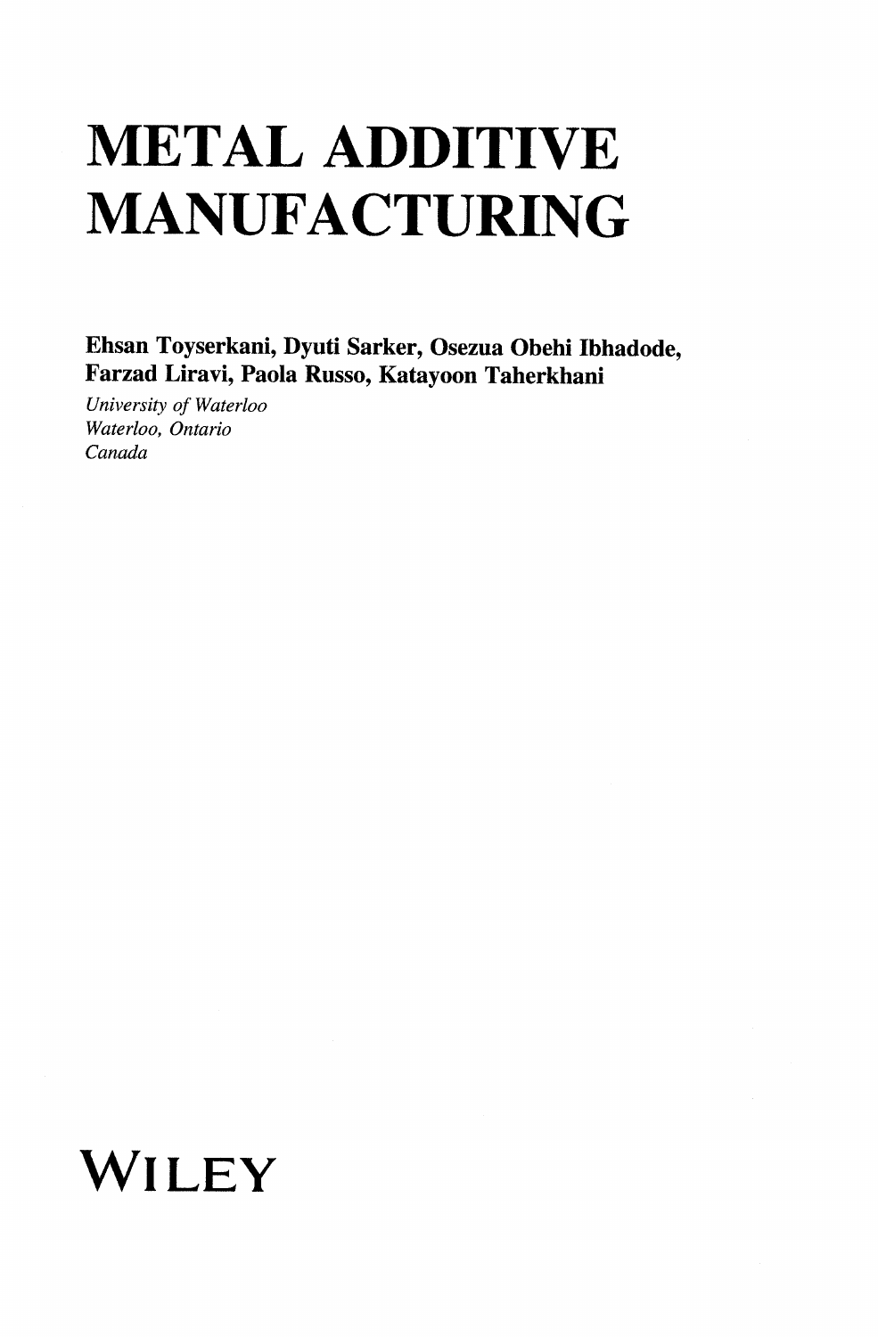# METAL ADDITIVE MANUFACTURING

**Ehsan Toyserkani, Dyuti Sarker, Osezua Obehi Ibhadode, Farzad Liravi, Paola Russo, Katayoon Taherkhani**

*University of Waterloo*
*Waterloo, Ontario*
*Canada*

WILEY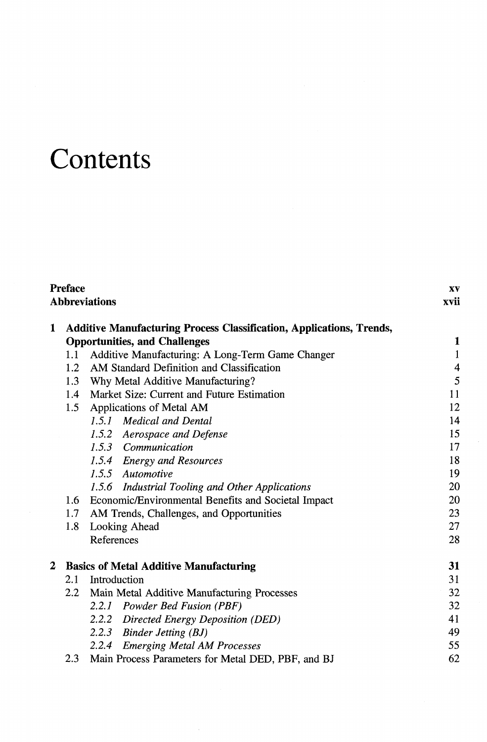# Contents

| | |
|---|---|
| **Preface** | **xv** |
| **Abbreviations** | **xvii** |
| **1 Additive Manufacturing Process Classification, Applications, Trends, Opportunities, and Challenges** | **1** |
| 1.1 Additive Manufacturing: A Long-Term Game Changer | 1 |
| 1.2 AM Standard Definition and Classification | 4 |
| 1.3 Why Metal Additive Manufacturing? | 5 |
| 1.4 Market Size: Current and Future Estimation | 11 |
| 1.5 Applications of Metal AM | 12 |
| *1.5.1 Medical and Dental* | 14 |
| *1.5.2 Aerospace and Defense* | 15 |
| *1.5.3 Communication* | 17 |
| *1.5.4 Energy and Resources* | 18 |
| *1.5.5 Automotive* | 19 |
| *1.5.6 Industrial Tooling and Other Applications* | 20 |
| 1.6 Economic/Environmental Benefits and Societal Impact | 20 |
| 1.7 AM Trends, Challenges, and Opportunities | 23 |
| 1.8 Looking Ahead | 27 |
| References | 28 |
| **2 Basics of Metal Additive Manufacturing** | **31** |
| 2.1 Introduction | 31 |
| 2.2 Main Metal Additive Manufacturing Processes | 32 |
| *2.2.1 Powder Bed Fusion (PBF)* | 32 |
| *2.2.2 Directed Energy Deposition (DED)* | 41 |
| *2.2.3 Binder Jetting (BJ)* | 49 |
| *2.2.4 Emerging Metal AM Processes* | 55 |
| 2.3 Main Process Parameters for Metal DED, PBF, and BJ | 62 |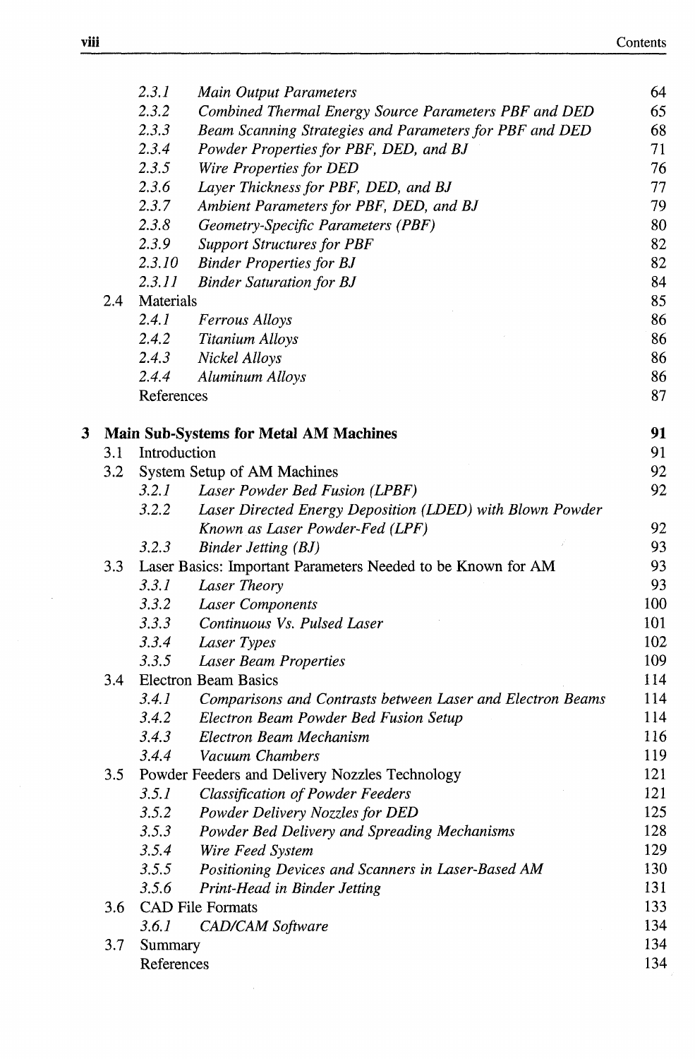| | | | |
|---|---|---|---|
| | 2.3.1 | *Main Output Parameters* | 64 |
| | 2.3.2 | *Combined Thermal Energy Source Parameters PBF and DED* | 65 |
| | 2.3.3 | *Beam Scanning Strategies and Parameters for PBF and DED* | 68 |
| | 2.3.4 | *Powder Properties for PBF, DED, and BJ* | 71 |
| | 2.3.5 | *Wire Properties for DED* | 76 |
| | 2.3.6 | *Layer Thickness for PBF, DED, and BJ* | 77 |
| | 2.3.7 | *Ambient Parameters for PBF, DED, and BJ* | 79 |
| | 2.3.8 | *Geometry-Specific Parameters (PBF)* | 80 |
| | 2.3.9 | *Support Structures for PBF* | 82 |
| | 2.3.10 | *Binder Properties for BJ* | 82 |
| | 2.3.11 | *Binder Saturation for BJ* | 84 |
| 2.4 | Materials | | 85 |
| | 2.4.1 | *Ferrous Alloys* | 86 |
| | 2.4.2 | *Titanium Alloys* | 86 |
| | 2.4.3 | *Nickel Alloys* | 86 |
| | 2.4.4 | *Aluminum Alloys* | 86 |
| | References | | 87 |
| **3** | **Main Sub-Systems for Metal AM Machines** | | **91** |
| 3.1 | Introduction | | 91 |
| 3.2 | System Setup of AM Machines | | 92 |
| | 3.2.1 | *Laser Powder Bed Fusion (LPBF)* | 92 |
| | 3.2.2 | *Laser Directed Energy Deposition (LDED) with Blown Powder Known as Laser Powder-Fed (LPF)* | 92 |
| | 3.2.3 | *Binder Jetting (BJ)* | 93 |
| 3.3 | Laser Basics: Important Parameters Needed to be Known for AM | | 93 |
| | 3.3.1 | *Laser Theory* | 93 |
| | 3.3.2 | *Laser Components* | 100 |
| | 3.3.3 | *Continuous Vs. Pulsed Laser* | 101 |
| | 3.3.4 | *Laser Types* | 102 |
| | 3.3.5 | *Laser Beam Properties* | 109 |
| 3.4 | Electron Beam Basics | | 114 |
| | 3.4.1 | *Comparisons and Contrasts between Laser and Electron Beams* | 114 |
| | 3.4.2 | *Electron Beam Powder Bed Fusion Setup* | 114 |
| | 3.4.3 | *Electron Beam Mechanism* | 116 |
| | 3.4.4 | *Vacuum Chambers* | 119 |
| 3.5 | Powder Feeders and Delivery Nozzles Technology | | 121 |
| | 3.5.1 | *Classification of Powder Feeders* | 121 |
| | 3.5.2 | *Powder Delivery Nozzles for DED* | 125 |
| | 3.5.3 | *Powder Bed Delivery and Spreading Mechanisms* | 128 |
| | 3.5.4 | *Wire Feed System* | 129 |
| | 3.5.5 | *Positioning Devices and Scanners in Laser-Based AM* | 130 |
| | 3.5.6 | *Print-Head in Binder Jetting* | 131 |
| 3.6 | CAD File Formats | | 133 |
| | 3.6.1 | *CAD/CAM Software* | 134 |
| 3.7 | Summary | | 134 |
| | References | | 134 |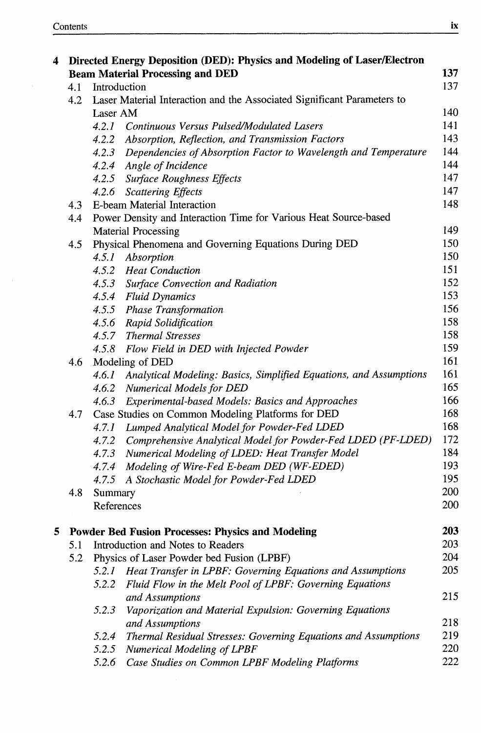**4 Directed Energy Deposition (DED): Physics and Modeling of Laser/Electron Beam Material Processing and DED** 137

4.1 Introduction 137

4.2 Laser Material Interaction and the Associated Significant Parameters to Laser AM 140

*4.2.1 Continuous Versus Pulsed/Modulated Lasers* 141

*4.2.2 Absorption, Reflection, and Transmission Factors* 143

*4.2.3 Dependencies of Absorption Factor to Wavelength and Temperature* 144

*4.2.4 Angle of Incidence* 144

*4.2.5 Surface Roughness Effects* 147

*4.2.6 Scattering Effects* 147

4.3 E-beam Material Interaction 148

4.4 Power Density and Interaction Time for Various Heat Source-based Material Processing 149

4.5 Physical Phenomena and Governing Equations During DED 150

*4.5.1 Absorption* 150

*4.5.2 Heat Conduction* 151

*4.5.3 Surface Convection and Radiation* 152

*4.5.4 Fluid Dynamics* 153

*4.5.5 Phase Transformation* 156

*4.5.6 Rapid Solidification* 158

*4.5.7 Thermal Stresses* 158

*4.5.8 Flow Field in DED with Injected Powder* 159

4.6 Modeling of DED 161

*4.6.1 Analytical Modeling: Basics, Simplified Equations, and Assumptions* 161

*4.6.2 Numerical Models for DED* 165

*4.6.3 Experimental-based Models: Basics and Approaches* 166

4.7 Case Studies on Common Modeling Platforms for DED 168

*4.7.1 Lumped Analytical Model for Powder-Fed LDED* 168

*4.7.2 Comprehensive Analytical Model for Powder-Fed LDED (PF-LDED)* 172

*4.7.3 Numerical Modeling of LDED: Heat Transfer Model* 184

*4.7.4 Modeling of Wire-Fed E-beam DED (WF-EDED)* 193

*4.7.5 A Stochastic Model for Powder-Fed LDED* 195

4.8 Summary 200

References 200

**5 Powder Bed Fusion Processes: Physics and Modeling** 203

5.1 Introduction and Notes to Readers 203

5.2 Physics of Laser Powder bed Fusion (LPBF) 204

*5.2.1 Heat Transfer in LPBF: Governing Equations and Assumptions* 205

*5.2.2 Fluid Flow in the Melt Pool of LPBF: Governing Equations and Assumptions* 215

*5.2.3 Vaporization and Material Expulsion: Governing Equations and Assumptions* 218

*5.2.4 Thermal Residual Stresses: Governing Equations and Assumptions* 219

*5.2.5 Numerical Modeling of LPBF* 220

*5.2.6 Case Studies on Common LPBF Modeling Platforms* 222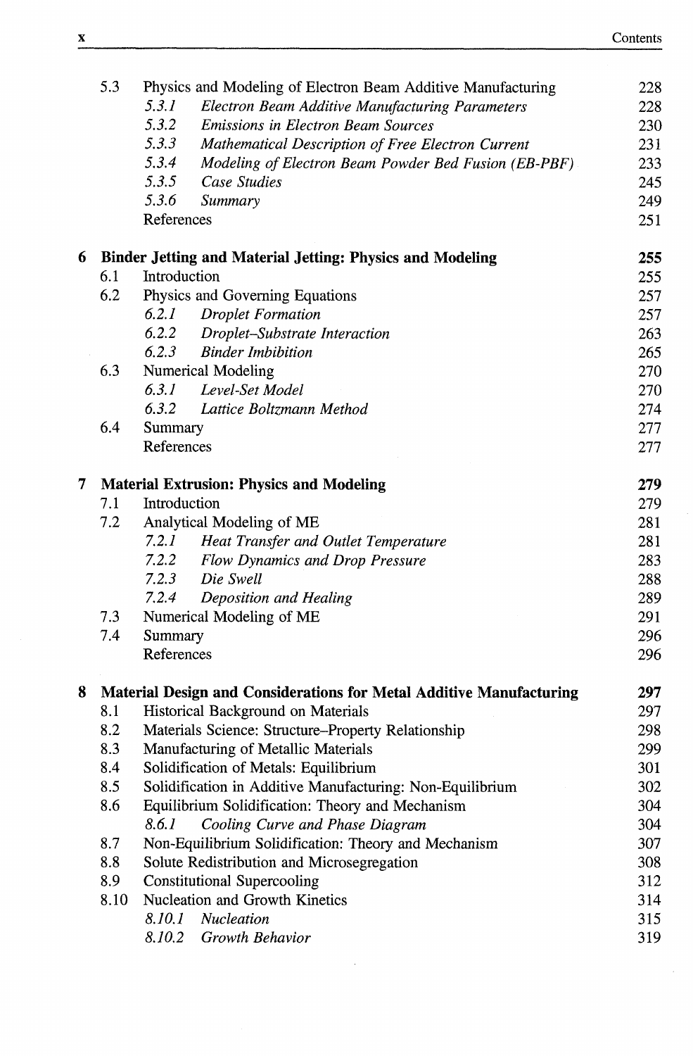| | | | |
|---|---|---|---|
| 5.3 | Physics and Modeling of Electron Beam Additive Manufacturing | | 228 |
| | *5.3.1* | *Electron Beam Additive Manufacturing Parameters* | 228 |
| | *5.3.2* | *Emissions in Electron Beam Sources* | 230 |
| | *5.3.3* | *Mathematical Description of Free Electron Current* | 231 |
| | *5.3.4* | *Modeling of Electron Beam Powder Bed Fusion (EB-PBF)* | 233 |
| | *5.3.5* | *Case Studies* | 245 |
| | *5.3.6* | *Summary* | 249 |
| | References | | 251 |

**6 Binder Jetting and Material Jetting: Physics and Modeling** **255**

| | | | |
|---|---|---|---|
| 6.1 | Introduction | | 255 |
| 6.2 | Physics and Governing Equations | | 257 |
| | *6.2.1* | *Droplet Formation* | 257 |
| | *6.2.2* | *Droplet–Substrate Interaction* | 263 |
| | *6.2.3* | *Binder Imbibition* | 265 |
| 6.3 | Numerical Modeling | | 270 |
| | *6.3.1* | *Level-Set Model* | 270 |
| | *6.3.2* | *Lattice Boltzmann Method* | 274 |
| 6.4 | Summary | | 277 |
| | References | | 277 |

**7 Material Extrusion: Physics and Modeling** **279**

| | | | |
|---|---|---|---|
| 7.1 | Introduction | | 279 |
| 7.2 | Analytical Modeling of ME | | 281 |
| | *7.2.1* | *Heat Transfer and Outlet Temperature* | 281 |
| | *7.2.2* | *Flow Dynamics and Drop Pressure* | 283 |
| | *7.2.3* | *Die Swell* | 288 |
| | *7.2.4* | *Deposition and Healing* | 289 |
| 7.3 | Numerical Modeling of ME | | 291 |
| 7.4 | Summary | | 296 |
| | References | | 296 |

**8 Material Design and Considerations for Metal Additive Manufacturing** **297**

| | | | |
|---|---|---|---|
| 8.1 | Historical Background on Materials | | 297 |
| 8.2 | Materials Science: Structure–Property Relationship | | 298 |
| 8.3 | Manufacturing of Metallic Materials | | 299 |
| 8.4 | Solidification of Metals: Equilibrium | | 301 |
| 8.5 | Solidification in Additive Manufacturing: Non-Equilibrium | | 302 |
| 8.6 | Equilibrium Solidification: Theory and Mechanism | | 304 |
| | *8.6.1* | *Cooling Curve and Phase Diagram* | 304 |
| 8.7 | Non-Equilibrium Solidification: Theory and Mechanism | | 307 |
| 8.8 | Solute Redistribution and Microsegregation | | 308 |
| 8.9 | Constitutional Supercooling | | 312 |
| 8.10 | Nucleation and Growth Kinetics | | 314 |
| | *8.10.1* | *Nucleation* | 315 |
| | *8.10.2* | *Growth Behavior* | 319 |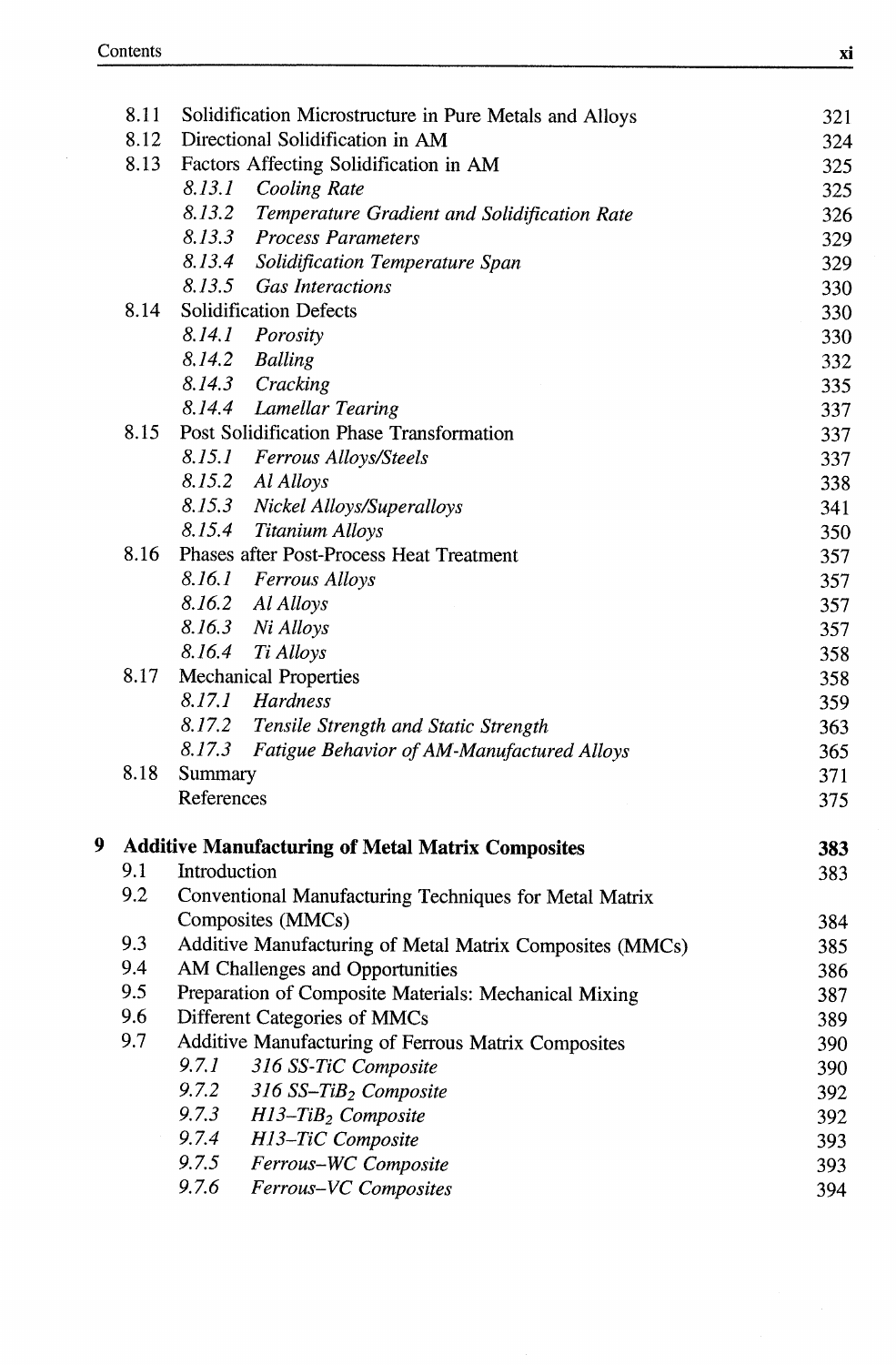| | | |
|---|---|---|
| 8.11 | Solidification Microstructure in Pure Metals and Alloys | 321 |
| 8.12 | Directional Solidification in AM | 324 |
| 8.13 | Factors Affecting Solidification in AM | 325 |
| | *8.13.1 Cooling Rate* | 325 |
| | *8.13.2 Temperature Gradient and Solidification Rate* | 326 |
| | *8.13.3 Process Parameters* | 329 |
| | *8.13.4 Solidification Temperature Span* | 329 |
| | *8.13.5 Gas Interactions* | 330 |
| 8.14 | Solidification Defects | 330 |
| | *8.14.1 Porosity* | 330 |
| | *8.14.2 Balling* | 332 |
| | *8.14.3 Cracking* | 335 |
| | *8.14.4 Lamellar Tearing* | 337 |
| 8.15 | Post Solidification Phase Transformation | 337 |
| | *8.15.1 Ferrous Alloys/Steels* | 337 |
| | *8.15.2 Al Alloys* | 338 |
| | *8.15.3 Nickel Alloys/Superalloys* | 341 |
| | *8.15.4 Titanium Alloys* | 350 |
| 8.16 | Phases after Post-Process Heat Treatment | 357 |
| | *8.16.1 Ferrous Alloys* | 357 |
| | *8.16.2 Al Alloys* | 357 |
| | *8.16.3 Ni Alloys* | 357 |
| | *8.16.4 Ti Alloys* | 358 |
| 8.17 | Mechanical Properties | 358 |
| | *8.17.1 Hardness* | 359 |
| | *8.17.2 Tensile Strength and Static Strength* | 363 |
| | *8.17.3 Fatigue Behavior of AM-Manufactured Alloys* | 365 |
| 8.18 | Summary | 371 |
| | References | 375 |

**9 Additive Manufacturing of Metal Matrix Composites** **383**

| | | |
|---|---|---|
| 9.1 | Introduction | 383 |
| 9.2 | Conventional Manufacturing Techniques for Metal Matrix Composites (MMCs) | 384 |
| 9.3 | Additive Manufacturing of Metal Matrix Composites (MMCs) | 385 |
| 9.4 | AM Challenges and Opportunities | 386 |
| 9.5 | Preparation of Composite Materials: Mechanical Mixing | 387 |
| 9.6 | Different Categories of MMCs | 389 |
| 9.7 | Additive Manufacturing of Ferrous Matrix Composites | 390 |
| | *9.7.1 316 SS-TiC Composite* | 390 |
| | *9.7.2 316 SS–$TiB_2$ Composite* | 392 |
| | *9.7.3 H13–$TiB_2$ Composite* | 392 |
| | *9.7.4 H13–TiC Composite* | 393 |
| | *9.7.5 Ferrous–WC Composite* | 393 |
| | *9.7.6 Ferrous–VC Composites* | 394 |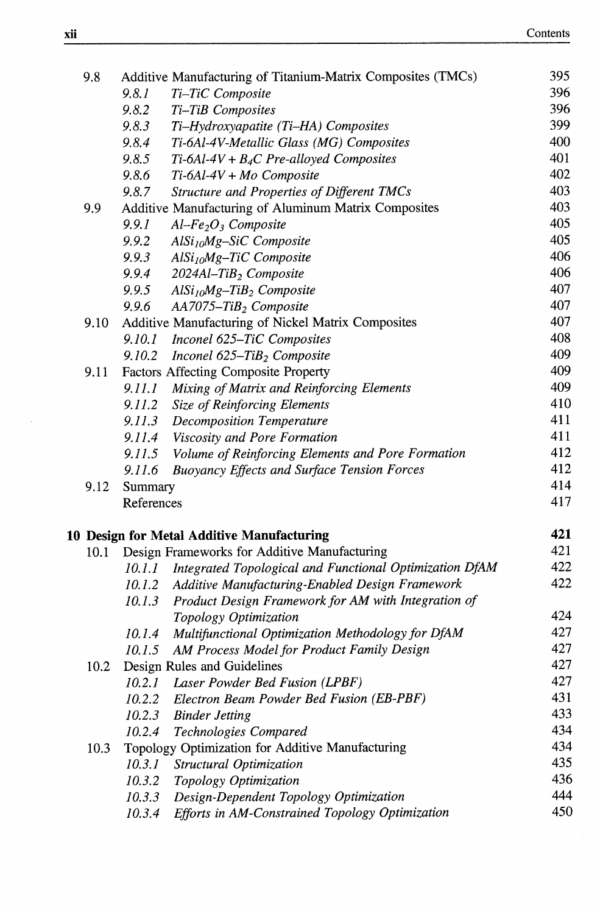| | | |
|---|---|---|
| 9.8 | Additive Manufacturing of Titanium-Matrix Composites (TMCs) | 395 |
| | *9.8.1 Ti–TiC Composite* | 396 |
| | *9.8.2 Ti–TiB Composites* | 396 |
| | *9.8.3 Ti–Hydroxyapatite (Ti–HA) Composites* | 399 |
| | *9.8.4 Ti-6Al-4V-Metallic Glass (MG) Composites* | 400 |
| | *9.8.5 Ti-6Al-4V + $B_4C$ Pre-alloyed Composites* | 401 |
| | *9.8.6 Ti-6Al-4V + Mo Composite* | 402 |
| | *9.8.7 Structure and Properties of Different TMCs* | 403 |
| 9.9 | Additive Manufacturing of Aluminum Matrix Composites | 403 |
| | *9.9.1 Al–$Fe_2O_3$ Composite* | 405 |
| | *9.9.2 $AlSi_{10}Mg$–SiC Composite* | 405 |
| | *9.9.3 $AlSi_{10}Mg$–TiC Composite* | 406 |
| | *9.9.4 2024Al–$TiB_2$ Composite* | 406 |
| | *9.9.5 $AlSi_{10}Mg$–$TiB_2$ Composite* | 407 |
| | *9.9.6 AA7075–$TiB_2$ Composite* | 407 |
| 9.10 | Additive Manufacturing of Nickel Matrix Composites | 407 |
| | *9.10.1 Inconel 625–TiC Composites* | 408 |
| | *9.10.2 Inconel 625–$TiB_2$ Composite* | 409 |
| 9.11 | Factors Affecting Composite Property | 409 |
| | *9.11.1 Mixing of Matrix and Reinforcing Elements* | 409 |
| | *9.11.2 Size of Reinforcing Elements* | 410 |
| | *9.11.3 Decomposition Temperature* | 411 |
| | *9.11.4 Viscosity and Pore Formation* | 411 |
| | *9.11.5 Volume of Reinforcing Elements and Pore Formation* | 412 |
| | *9.11.6 Buoyancy Effects and Surface Tension Forces* | 412 |
| 9.12 | Summary | 414 |
| | References | 417 |

| | | |
|---|---|---|
| **10** | **Design for Metal Additive Manufacturing** | **421** |
| 10.1 | Design Frameworks for Additive Manufacturing | 421 |
| | *10.1.1 Integrated Topological and Functional Optimization DfAM* | 422 |
| | *10.1.2 Additive Manufacturing-Enabled Design Framework* | 422 |
| | *10.1.3 Product Design Framework for AM with Integration of Topology Optimization* | 424 |
| | *10.1.4 Multifunctional Optimization Methodology for DfAM* | 427 |
| | *10.1.5 AM Process Model for Product Family Design* | 427 |
| 10.2 | Design Rules and Guidelines | 427 |
| | *10.2.1 Laser Powder Bed Fusion (LPBF)* | 427 |
| | *10.2.2 Electron Beam Powder Bed Fusion (EB-PBF)* | 431 |
| | *10.2.3 Binder Jetting* | 433 |
| | *10.2.4 Technologies Compared* | 434 |
| 10.3 | Topology Optimization for Additive Manufacturing | 434 |
| | *10.3.1 Structural Optimization* | 435 |
| | *10.3.2 Topology Optimization* | 436 |
| | *10.3.3 Design-Dependent Topology Optimization* | 444 |
| | *10.3.4 Efforts in AM-Constrained Topology Optimization* | 450 |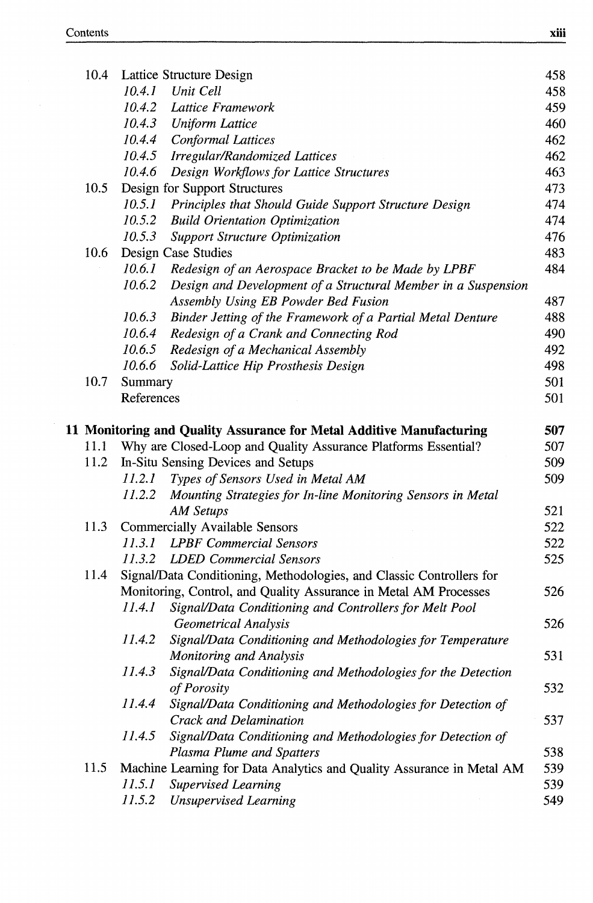| | | | |
|---|---|---|---|
| 10.4 | Lattice Structure Design | | 458 |
| | *10.4.1* | *Unit Cell* | 458 |
| | *10.4.2* | *Lattice Framework* | 459 |
| | *10.4.3* | *Uniform Lattice* | 460 |
| | *10.4.4* | *Conformal Lattices* | 462 |
| | *10.4.5* | *Irregular/Randomized Lattices* | 462 |
| | *10.4.6* | *Design Workflows for Lattice Structures* | 463 |
| 10.5 | Design for Support Structures | | 473 |
| | *10.5.1* | *Principles that Should Guide Support Structure Design* | 474 |
| | *10.5.2* | *Build Orientation Optimization* | 474 |
| | *10.5.3* | *Support Structure Optimization* | 476 |
| 10.6 | Design Case Studies | | 483 |
| | *10.6.1* | *Redesign of an Aerospace Bracket to be Made by LPBF* | 484 |
| | *10.6.2* | *Design and Development of a Structural Member in a Suspension Assembly Using EB Powder Bed Fusion* | 487 |
| | *10.6.3* | *Binder Jetting of the Framework of a Partial Metal Denture* | 488 |
| | *10.6.4* | *Redesign of a Crank and Connecting Rod* | 490 |
| | *10.6.5* | *Redesign of a Mechanical Assembly* | 492 |
| | *10.6.6* | *Solid-Lattice Hip Prosthesis Design* | 498 |
| 10.7 | Summary | | 501 |
| | References | | 501 |

**11 Monitoring and Quality Assurance for Metal Additive Manufacturing** **507**

| | | | |
|---|---|---|---|
| 11.1 | Why are Closed-Loop and Quality Assurance Platforms Essential? | | 507 |
| 11.2 | In-Situ Sensing Devices and Setups | | 509 |
| | *11.2.1* | *Types of Sensors Used in Metal AM* | 509 |
| | *11.2.2* | *Mounting Strategies for In-line Monitoring Sensors in Metal AM Setups* | 521 |
| 11.3 | Commercially Available Sensors | | 522 |
| | *11.3.1* | *LPBF Commercial Sensors* | 522 |
| | *11.3.2* | *LDED Commercial Sensors* | 525 |
| 11.4 | Signal/Data Conditioning, Methodologies, and Classic Controllers for Monitoring, Control, and Quality Assurance in Metal AM Processes | | 526 |
| | *11.4.1* | *Signal/Data Conditioning and Controllers for Melt Pool Geometrical Analysis* | 526 |
| | *11.4.2* | *Signal/Data Conditioning and Methodologies for Temperature Monitoring and Analysis* | 531 |
| | *11.4.3* | *Signal/Data Conditioning and Methodologies for the Detection of Porosity* | 532 |
| | *11.4.4* | *Signal/Data Conditioning and Methodologies for Detection of Crack and Delamination* | 537 |
| | *11.4.5* | *Signal/Data Conditioning and Methodologies for Detection of Plasma Plume and Spatters* | 538 |
| 11.5 | Machine Learning for Data Analytics and Quality Assurance in Metal AM | | 539 |
| | *11.5.1* | *Supervised Learning* | 539 |
| | *11.5.2* | *Unsupervised Learning* | 549 |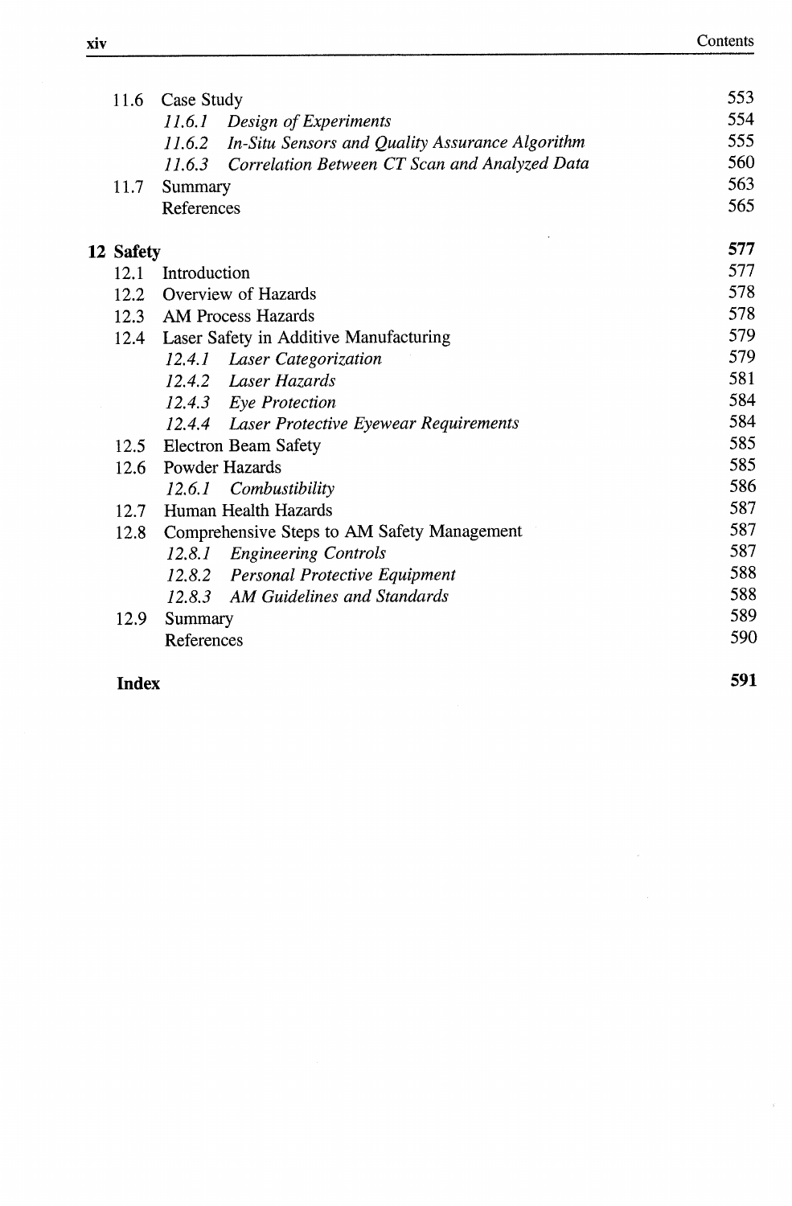| | | |
|---|---|---|
| 11.6 | Case Study | 553 |
| | *11.6.1 Design of Experiments* | 554 |
| | *11.6.2 In-Situ Sensors and Quality Assurance Algorithm* | 555 |
| | *11.6.3 Correlation Between CT Scan and Analyzed Data* | 560 |
| 11.7 | Summary | 563 |
| | References | 565 |
| **12** | **Safety** | **577** |
| 12.1 | Introduction | 577 |
| 12.2 | Overview of Hazards | 578 |
| 12.3 | AM Process Hazards | 578 |
| 12.4 | Laser Safety in Additive Manufacturing | 579 |
| | *12.4.1 Laser Categorization* | 579 |
| | *12.4.2 Laser Hazards* | 581 |
| | *12.4.3 Eye Protection* | 584 |
| | *12.4.4 Laser Protective Eyewear Requirements* | 584 |
| 12.5 | Electron Beam Safety | 585 |
| 12.6 | Powder Hazards | 585 |
| | *12.6.1 Combustibility* | 586 |
| 12.7 | Human Health Hazards | 587 |
| 12.8 | Comprehensive Steps to AM Safety Management | 587 |
| | *12.8.1 Engineering Controls* | 587 |
| | *12.8.2 Personal Protective Equipment* | 588 |
| | *12.8.3 AM Guidelines and Standards* | 588 |
| 12.9 | Summary | 589 |
| | References | 590 |
| | **Index** | **591** |